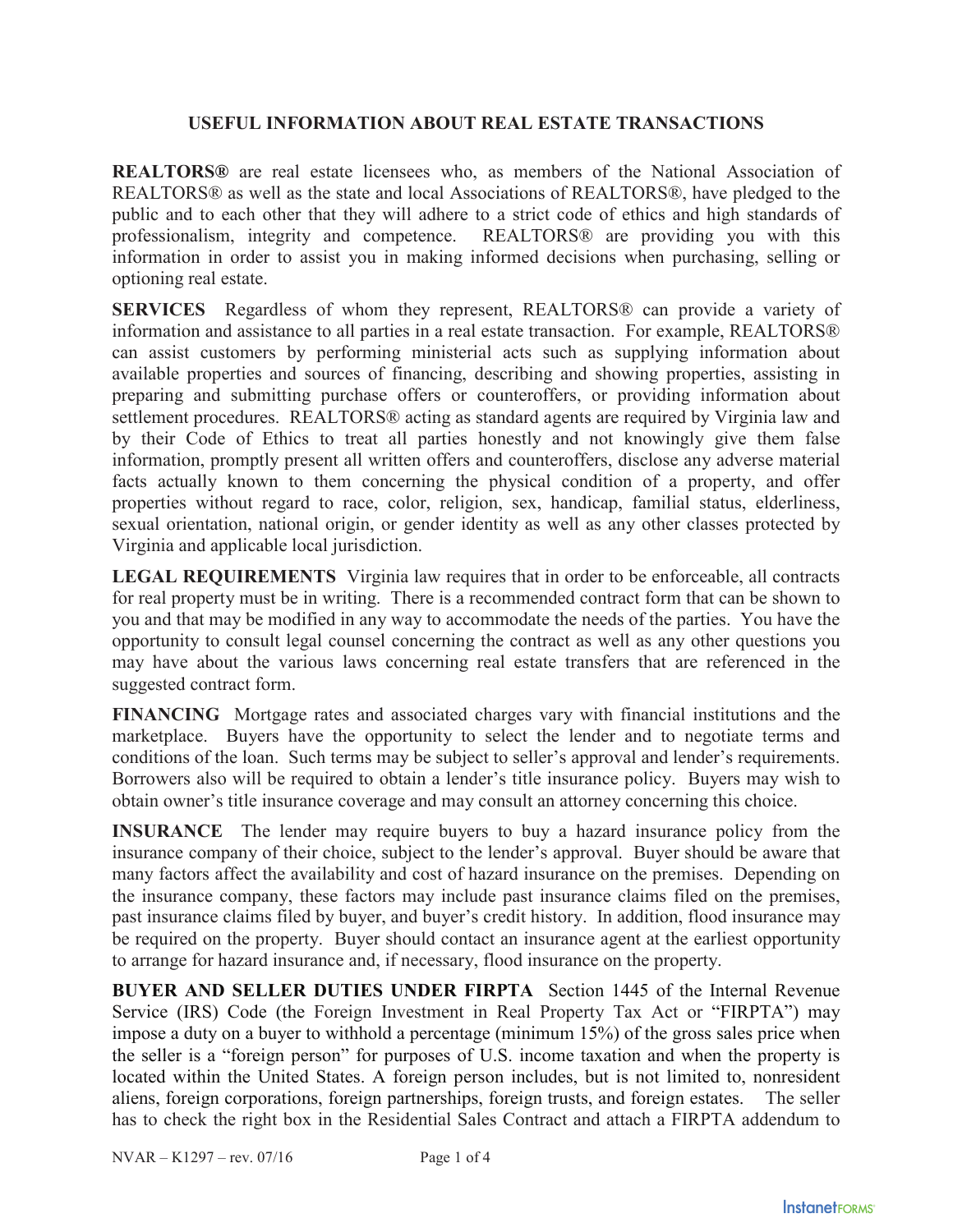# USEFUL INFORMATION ABOUT REAL ESTATE TRANSACTIONS

**REALTORS®** are real estate licensees who, as members of the National Association of REALTORS® as well as the state and local Associations of REALTORS®, have pledged to the public and to each other that they will adhere to a strict code of ethics and high standards of professionalism, integrity and competence. REALTORS® are providing you with this information in order to assist you in making informed decisions when purchasing, selling or optioning real estate.

**SERVICES** Regardless of whom they represent, REALTORS® can provide a variety of information and assistance to all parties in a real estate transaction. For example, REALTORS® can assist customers by performing ministerial acts such as supplying information about available properties and sources of financing, describing and showing properties, assisting in preparing and submitting purchase offers or counteroffers, or providing information about settlement procedures. REALTORS® acting as standard agents are required by Virginia law and by their Code of Ethics to treat all parties honestly and not knowingly give them false information, promptly present all written offers and counteroffers, disclose any adverse material facts actually known to them concerning the physical condition of a property, and offer properties without regard to race, color, religion, sex, handicap, familial status, elderliness, sexual orientation, national origin, or gender identity as well as any other classes protected by Virginia and applicable local jurisdiction.

**LEGAL REQUIREMENTS** Virginia law requires that in order to be enforceable, all contracts for real property must be in writing. There is a recommended contract form that can be shown to you and that may be modified in any way to accommodate the needs of the parties. You have the opportunity to consult legal counsel concerning the contract as well as any other questions you may have about the various laws concerning real estate transfers that are referenced in the suggested contract form.

**FINANCING** Mortgage rates and associated charges vary with financial institutions and the marketplace. Buyers have the opportunity to select the lender and to negotiate terms and conditions of the loan. Such terms may be subject to seller's approval and lender's requirements. Borrowers also will be required to obtain a lender's title insurance policy. Buyers may wish to obtain owner's title insurance coverage and may consult an attorney concerning this choice.

**INSURANCE** The lender may require buyers to buy a hazard insurance policy from the insurance company of their choice, subject to the lender's approval. Buyer should be aware that many factors affect the availability and cost of hazard insurance on the premises. Depending on the insurance company, these factors may include past insurance claims filed on the premises, past insurance claims filed by buyer, and buyer's credit history. In addition, flood insurance may be required on the property. Buyer should contact an insurance agent at the earliest opportunity to arrange for hazard insurance and, if necessary, flood insurance on the property.

**BUYER AND SELLER DUTIES UNDER FIRPTA** Section 1445 of the Internal Revenue Service (IRS) Code (the Foreign Investment in Real Property Tax Act or "FIRPTA") may impose a duty on a buyer to withhold a percentage (minimum 15%) of the gross sales price when the seller is a "foreign person" for purposes of U.S. income taxation and when the property is located within the United States. A foreign person includes, but is not limited to, nonresident aliens, foreign corporations, foreign partnerships, foreign trusts, and foreign estates. The seller has to check the right box in the Residential Sales Contract and attach a FIRPTA addendum to

NVAR – K1297 – rev. 07/16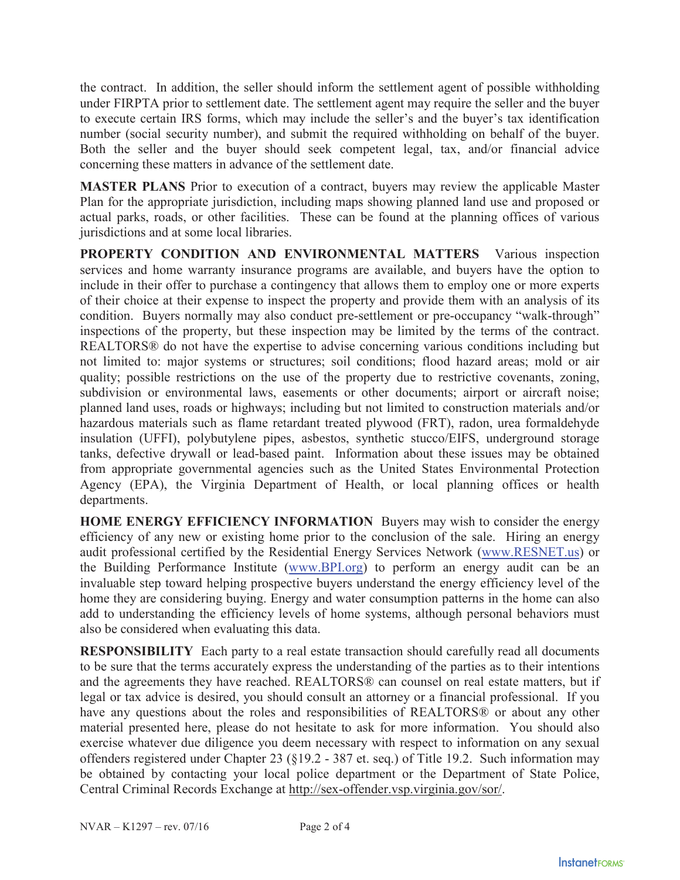the contract. In addition, the seller should inform the settlement agent of possible withholding under FIRPTA prior to settlement date. The settlement agent may require the seller and the buyer to execute certain IRS forms, which may include the seller's and the buyer's tax identification number (social security number), and submit the required withholding on behalf of the buyer. Both the seller and the buyer should seek competent legal, tax, and/or financial advice concerning these matters in advance of the settlement date.

**MASTER PLANS** Prior to execution of a contract, buyers may review the applicable Master Plan for the appropriate jurisdiction, including maps showing planned land use and proposed or actual parks, roads, or other facilities. These can be found at the planning offices of various jurisdictions and at some local libraries.

**PROPERTY CONDITION AND ENVIRONMENTAL MATTERS** Various inspection services and home warranty insurance programs are available, and buyers have the option to include in their offer to purchase a contingency that allows them to employ one or more experts of their choice at their expense to inspect the property and provide them with an analysis of its condition. Buyers normally may also conduct pre-settlement or pre-occupancy "walk-through" inspections of the property, but these inspection may be limited by the terms of the contract. REALTORS® do not have the expertise to advise concerning various conditions including but not limited to: major systems or structures; soil conditions; flood hazard areas; mold or air quality; possible restrictions on the use of the property due to restrictive covenants, zoning, subdivision or environmental laws, easements or other documents; airport or aircraft noise; planned land uses, roads or highways; including but not limited to construction materials and/or hazardous materials such as flame retardant treated plywood (FRT), radon, urea formaldehyde insulation (UFFI), polybutylene pipes, asbestos, synthetic stucco/EIFS, underground storage tanks, defective drywall or lead-based paint. Information about these issues may be obtained from appropriate governmental agencies such as the United States Environmental Protection Agency (EPA), the Virginia Department of Health, or local planning offices or health departments.

**HOME ENERGY EFFICIENCY INFORMATION** Buyers may wish to consider the energy efficiency of any new or existing home prior to the conclusion of the sale. Hiring an energy audit professional certified by the Residential Energy Services Network (www.RESNET.us) or the Building Performance Institute (www.BPI.org) to perform an energy audit can be an invaluable step toward helping prospective buyers understand the energy efficiency level of the home they are considering buying. Energy and water consumption patterns in the home can also add to understanding the efficiency levels of home systems, although personal behaviors must also be considered when evaluating this data.

**RESPONSIBILITY** Each party to a real estate transaction should carefully read all documents to be sure that the terms accurately express the understanding of the parties as to their intentions and the agreements they have reached. REALTORS® can counsel on real estate matters, but if legal or tax advice is desired, you should consult an attorney or a financial professional. If you have any questions about the roles and responsibilities of REALTORS® or about any other material presented here, please do not hesitate to ask for more information. You should also exercise whatever due diligence you deem necessary with respect to information on any sexual offenders registered under Chapter 23 (§19.2 - 387 et. seq.) of Title 19.2. Such information may be obtained by contacting your local police department or the Department of State Police, Central Criminal Records Exchange at http://sex-offender.vsp.virginia.gov/sor/.

NVAR – K1297 – rev. 07/16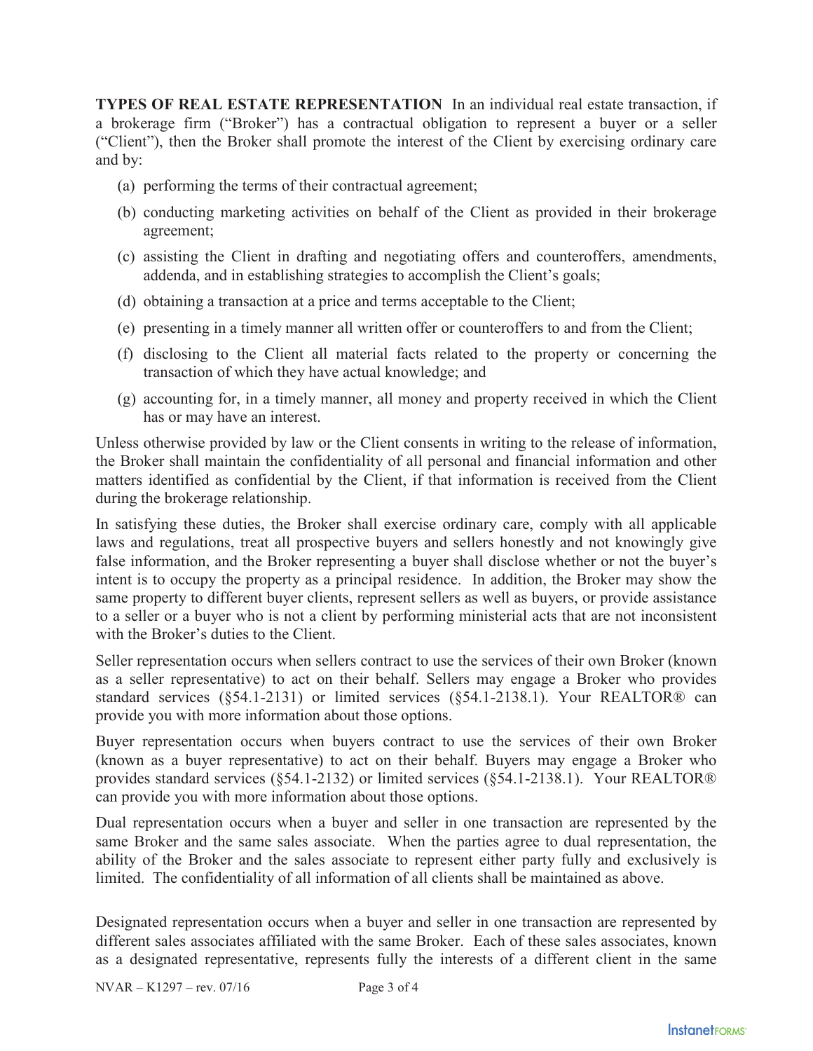**TYPES OF REAL ESTATE REPRESENTATION** In an individual real estate transaction, if a brokerage firm ("Broker") has a contractual obligation to represent a buyer or a seller ("Client"), then the Broker shall promote the interest of the Client by exercising ordinary care and by:

(a) performing the terms of their contractual agreement;

(b) conducting marketing activities on behalf of the Client as provided in their brokerage agreement;

(c) assisting the Client in drafting and negotiating offers and counteroffers, amendments, addenda, and in establishing strategies to accomplish the Client's goals;

(d) obtaining a transaction at a price and terms acceptable to the Client;

(e) presenting in a timely manner all written offer or counteroffers to and from the Client;

(f) disclosing to the Client all material facts related to the property or concerning the transaction of which they have actual knowledge; and

(g) accounting for, in a timely manner, all money and property received in which the Client has or may have an interest.

Unless otherwise provided by law or the Client consents in writing to the release of information, the Broker shall maintain the confidentiality of all personal and financial information and other matters identified as confidential by the Client, if that information is received from the Client during the brokerage relationship.

In satisfying these duties, the Broker shall exercise ordinary care, comply with all applicable laws and regulations, treat all prospective buyers and sellers honestly and not knowingly give false information, and the Broker representing a buyer shall disclose whether or not the buyer's intent is to occupy the property as a principal residence. In addition, the Broker may show the same property to different buyer clients, represent sellers as well as buyers, or provide assistance to a seller or a buyer who is not a client by performing ministerial acts that are not inconsistent with the Broker's duties to the Client.

Seller representation occurs when sellers contract to use the services of their own Broker (known as a seller representative) to act on their behalf. Sellers may engage a Broker who provides standard services (§54.1-2131) or limited services (§54.1-2138.1). Your REALTOR® can provide you with more information about those options.

Buyer representation occurs when buyers contract to use the services of their own Broker (known as a buyer representative) to act on their behalf. Buyers may engage a Broker who provides standard services (§54.1-2132) or limited services (§54.1-2138.1). Your REALTOR® can provide you with more information about those options.

Dual representation occurs when a buyer and seller in one transaction are represented by the same Broker and the same sales associate. When the parties agree to dual representation, the ability of the Broker and the sales associate to represent either party fully and exclusively is limited. The confidentiality of all information of all clients shall be maintained as above.

Designated representation occurs when a buyer and seller in one transaction are represented by different sales associates affiliated with the same Broker. Each of these sales associates, known as a designated representative, represents fully the interests of a different client in the same

NVAR – K1297 – rev. 07/16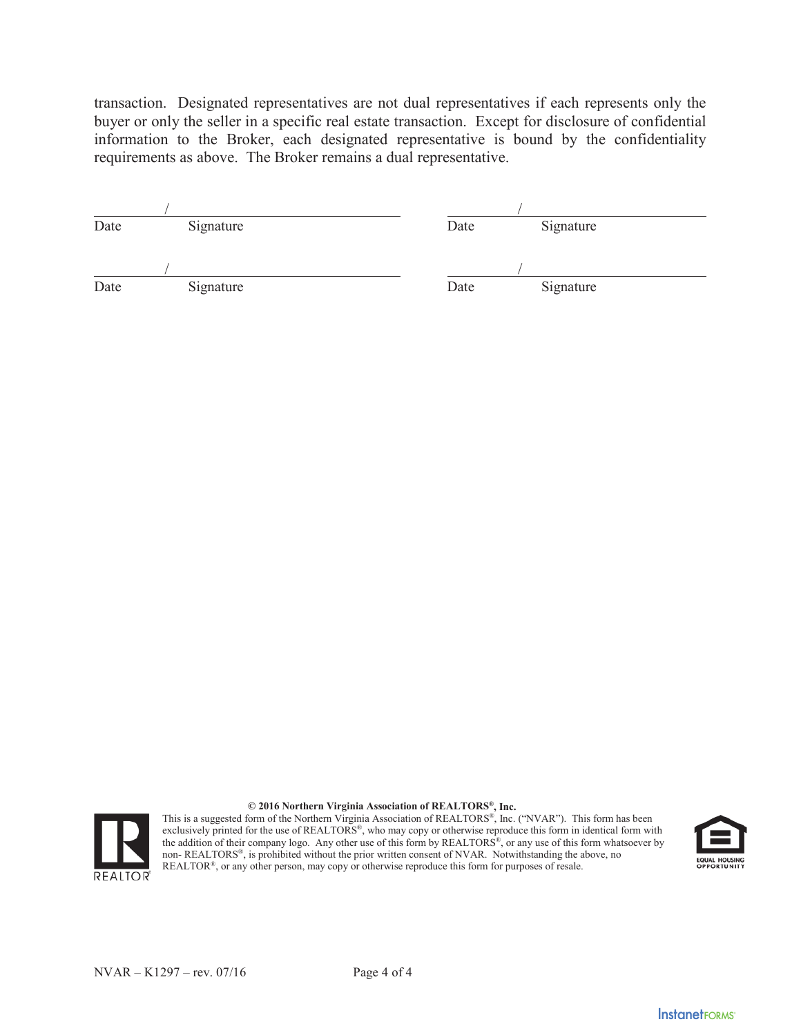transaction. Designated representatives are not dual representatives if each represents only the buyer or only the seller in a specific real estate transaction. Except for disclosure of confidential information to the Broker, each designated representative is bound by the confidentiality requirements as above. The Broker remains a dual representative.

| | | | |
|---|---|---|---|
| ______ / ____________________ | | ______ / ____________________ | |
| Date | Signature | Date | Signature |
| ______ / ____________________ | | ______ / ____________________ | |
| Date | Signature | Date | Signature |

**© 2016 Northern Virginia Association of REALTORS®, Inc.**

This is a suggested form of the Northern Virginia Association of REALTORS®, Inc. ("NVAR"). This form has been exclusively printed for the use of REALTORS®, who may copy or otherwise reproduce this form in identical form with the addition of their company logo. Any other use of this form by REALTORS®, or any use of this form whatsoever by non- REALTORS®, is prohibited without the prior written consent of NVAR. Notwithstanding the above, no REALTOR®, or any other person, may copy or otherwise reproduce this form for purposes of resale.

NVAR – K1297 – rev. 07/16